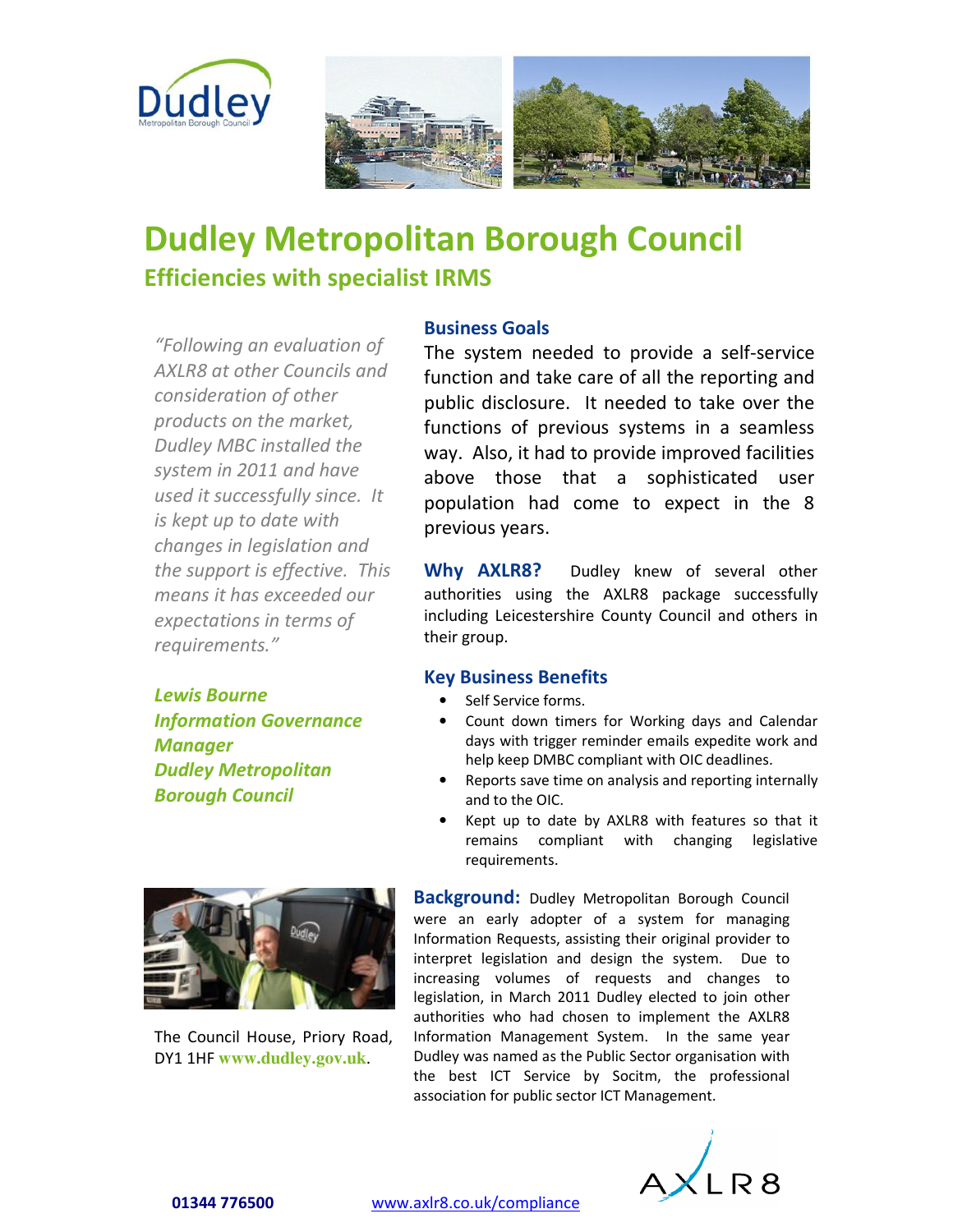# Dudley Metropolitan Borough Council

## Efficiencies with specialist IRMS

*"Following an evaluation of AXLR8 at other Councils and consideration of other products on the market, Dudley MBC installed the system in 2011 and have used it successfully since. It is kept up to date with changes in legislation and the support is effective. This means it has exceeded our expectations in terms of requirements."*

***Lewis Bourne***
***Information Governance Manager***
***Dudley Metropolitan Borough Council***

### Business Goals

The system needed to provide a self-service function and take care of all the reporting and public disclosure. It needed to take over the functions of previous systems in a seamless way. Also, it had to provide improved facilities above those that a sophisticated user population had come to expect in the 8 previous years.

**Why AXLR8?** Dudley knew of several other authorities using the AXLR8 package successfully including Leicestershire County Council and others in their group.

### Key Business Benefits

- Self Service forms.
- Count down timers for Working days and Calendar days with trigger reminder emails expedite work and help keep DMBC compliant with OIC deadlines.
- Reports save time on analysis and reporting internally and to the OIC.
- Kept up to date by AXLR8 with features so that it remains compliant with changing legislative requirements.

**Background:** Dudley Metropolitan Borough Council were an early adopter of a system for managing Information Requests, assisting their original provider to interpret legislation and design the system. Due to increasing volumes of requests and changes to legislation, in March 2011 Dudley elected to join other authorities who had chosen to implement the AXLR8 Information Management System. In the same year Dudley was named as the Public Sector organisation with the best ICT Service by Socitm, the professional association for public sector ICT Management.

The Council House, Priory Road, DY1 1HF www.dudley.gov.uk.

**01344 776500** www.axlr8.co.uk/compliance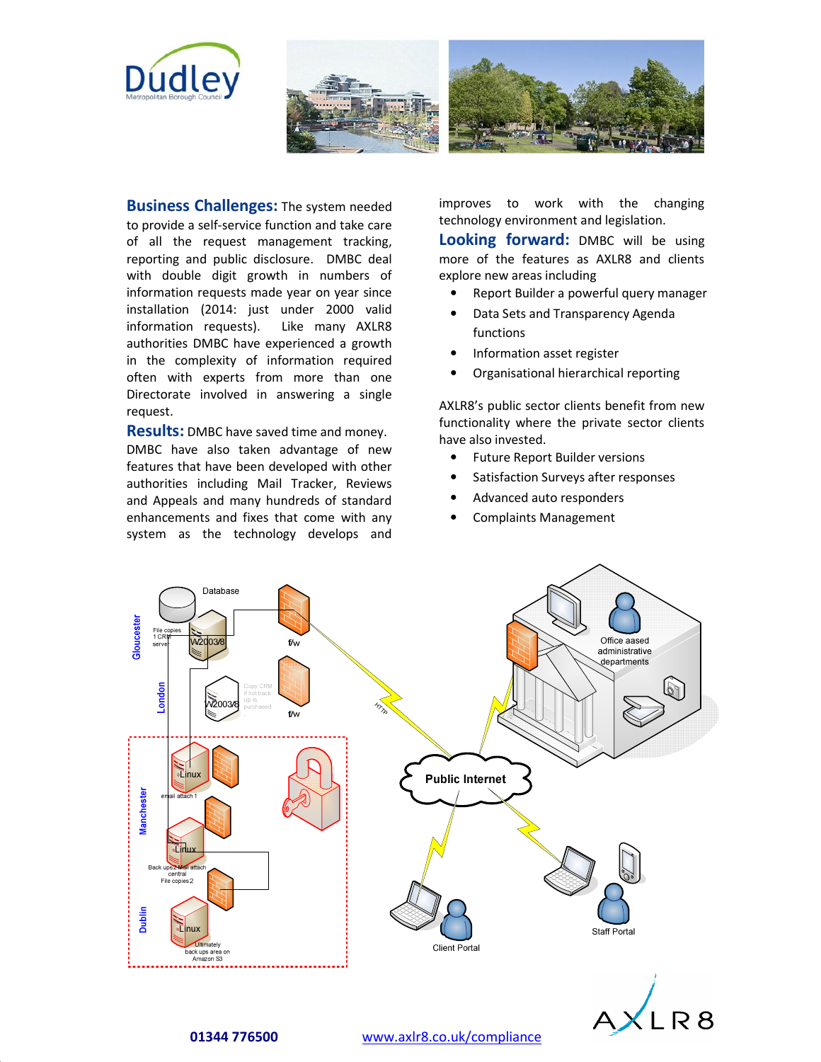**Business Challenges:** The system needed to provide a self-service function and take care of all the request management tracking, reporting and public disclosure. DMBC deal with double digit growth in numbers of information requests made year on year since installation (2014: just under 2000 valid information requests). Like many AXLR8 authorities DMBC have experienced a growth in the complexity of information required often with experts from more than one Directorate involved in answering a single request.

**Results:** DMBC have saved time and money. DMBC have also taken advantage of new features that have been developed with other authorities including Mail Tracker, Reviews and Appeals and many hundreds of standard enhancements and fixes that come with any system as the technology develops and improves to work with the changing technology environment and legislation.

**Looking forward:** DMBC will be using more of the features as AXLR8 and clients explore new areas including

- Report Builder a powerful query manager
- Data Sets and Transparency Agenda functions
- Information asset register
- Organisational hierarchical reporting

AXLR8's public sector clients benefit from new functionality where the private sector clients have also invested.

- Future Report Builder versions
- Satisfaction Surveys after responses
- Advanced auto responders
- Complaints Management

Gloucester
Database
File copies 1 CRM server
W2003/8
f/w
London
W2003/8
Copy CRM if not back up is purchased
f/w
HTTP
Office aased administrative departments
Manchester
Linux
email attach 1
Linux
Back ups 2 Mail attach central File copies 2
Dublin
Linux
Ultimately back ups area on Amazon S3
Public Internet
Client Portal
Staff Portal

**01344 776500** www.axlr8.co.uk/compliance